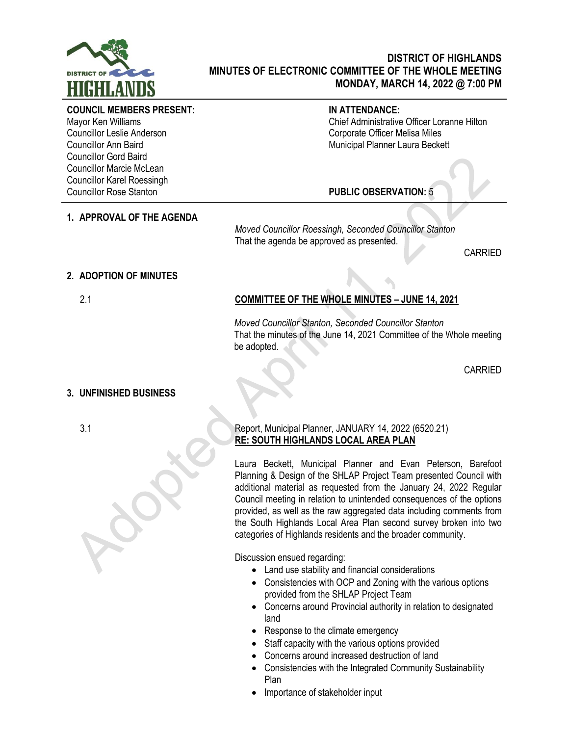# DISTRICT OF HIGHLANDS
## MINUTES OF ELECTRONIC COMMITTEE OF THE WHOLE MEETING
## MONDAY, MARCH 14, 2022 @ 7:00 PM

**COUNCIL MEMBERS PRESENT:**
Mayor Ken Williams
Councillor Leslie Anderson
Councillor Ann Baird
Councillor Gord Baird
Councillor Marcie McLean
Councillor Karel Roessingh
Councillor Rose Stanton

**IN ATTENDANCE:**
Chief Administrative Officer Loranne Hilton
Corporate Officer Melisa Miles
Municipal Planner Laura Beckett

**PUBLIC OBSERVATION:** 5

### 1. APPROVAL OF THE AGENDA

*Moved Councillor Roessingh, Seconded Councillor Stanton*
That the agenda be approved as presented.

CARRIED

### 2. ADOPTION OF MINUTES

2.1 **COMMITTEE OF THE WHOLE MINUTES – JUNE 14, 2021**

*Moved Councillor Stanton, Seconded Councillor Stanton*
That the minutes of the June 14, 2021 Committee of the Whole meeting be adopted.

CARRIED

### 3. UNFINISHED BUSINESS

3.1 Report, Municipal Planner, JANUARY 14, 2022 (6520.21)
**RE: SOUTH HIGHLANDS LOCAL AREA PLAN**

Laura Beckett, Municipal Planner and Evan Peterson, Barefoot Planning & Design of the SHLAP Project Team presented Council with additional material as requested from the January 24, 2022 Regular Council meeting in relation to unintended consequences of the options provided, as well as the raw aggregated data including comments from the South Highlands Local Area Plan second survey broken into two categories of Highlands residents and the broader community.

Discussion ensued regarding:

- Land use stability and financial considerations
- Consistencies with OCP and Zoning with the various options provided from the SHLAP Project Team
- Concerns around Provincial authority in relation to designated land
- Response to the climate emergency
- Staff capacity with the various options provided
- Concerns around increased destruction of land
- Consistencies with the Integrated Community Sustainability Plan
- Importance of stakeholder input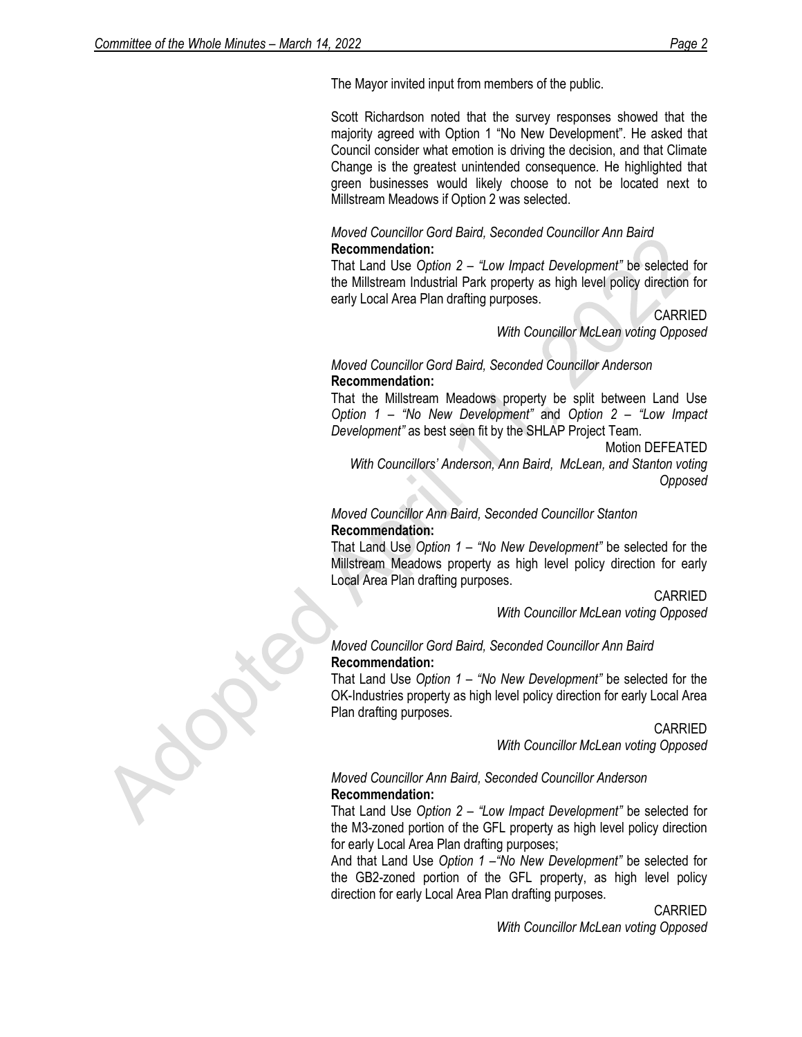The Mayor invited input from members of the public.

Scott Richardson noted that the survey responses showed that the majority agreed with Option 1 "No New Development". He asked that Council consider what emotion is driving the decision, and that Climate Change is the greatest unintended consequence. He highlighted that green businesses would likely choose to not be located next to Millstream Meadows if Option 2 was selected.

*Moved Councillor Gord Baird, Seconded Councillor Ann Baird*
**Recommendation:**
That Land Use *Option 2 – "Low Impact Development"* be selected for the Millstream Industrial Park property as high level policy direction for early Local Area Plan drafting purposes.

CARRIED
*With Councillor McLean voting Opposed*

*Moved Councillor Gord Baird, Seconded Councillor Anderson*
**Recommendation:**
That the Millstream Meadows property be split between Land Use *Option 1 – "No New Development"* and *Option 2 – "Low Impact Development"* as best seen fit by the SHLAP Project Team.

Motion DEFEATED
*With Councillors' Anderson, Ann Baird, McLean, and Stanton voting Opposed*

*Moved Councillor Ann Baird, Seconded Councillor Stanton*
**Recommendation:**
That Land Use *Option 1 – "No New Development"* be selected for the Millstream Meadows property as high level policy direction for early Local Area Plan drafting purposes.

CARRIED
*With Councillor McLean voting Opposed*

*Moved Councillor Gord Baird, Seconded Councillor Ann Baird*
**Recommendation:**
That Land Use *Option 1 – "No New Development"* be selected for the OK-Industries property as high level policy direction for early Local Area Plan drafting purposes.

CARRIED
*With Councillor McLean voting Opposed*

*Moved Councillor Ann Baird, Seconded Councillor Anderson*
**Recommendation:**
That Land Use *Option 2 – "Low Impact Development"* be selected for the M3-zoned portion of the GFL property as high level policy direction for early Local Area Plan drafting purposes;
And that Land Use *Option 1 –"No New Development"* be selected for the GB2-zoned portion of the GFL property, as high level policy direction for early Local Area Plan drafting purposes.

CARRIED
*With Councillor McLean voting Opposed*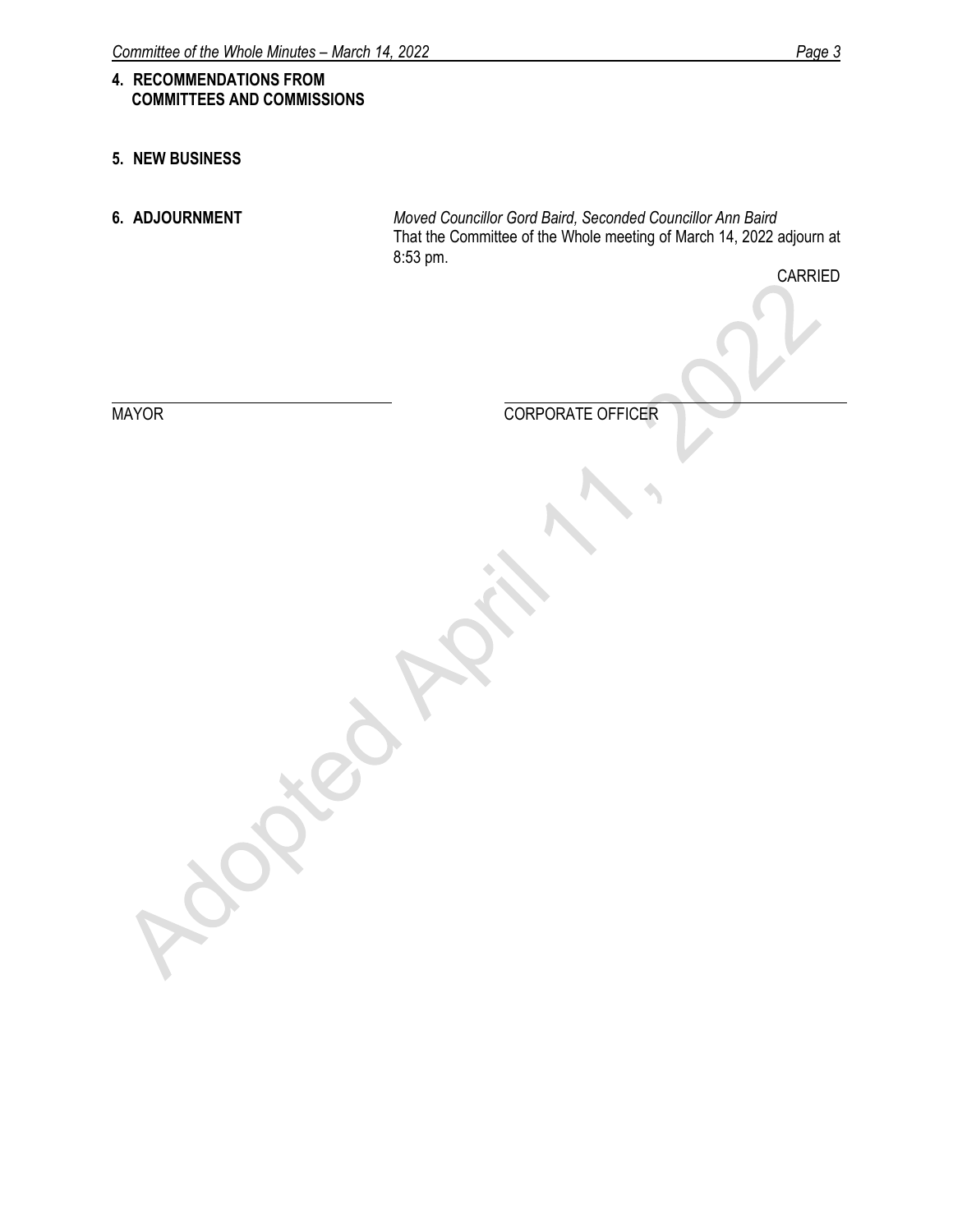**4. RECOMMENDATIONS FROM COMMITTEES AND COMMISSIONS**

**5. NEW BUSINESS**

**6. ADJOURNMENT**

*Moved Councillor Gord Baird, Seconded Councillor Ann Baird*
That the Committee of the Whole meeting of March 14, 2022 adjourn at 8:53 pm.

CARRIED

Adopted April 11, 2022

MAYOR

CORPORATE OFFICER